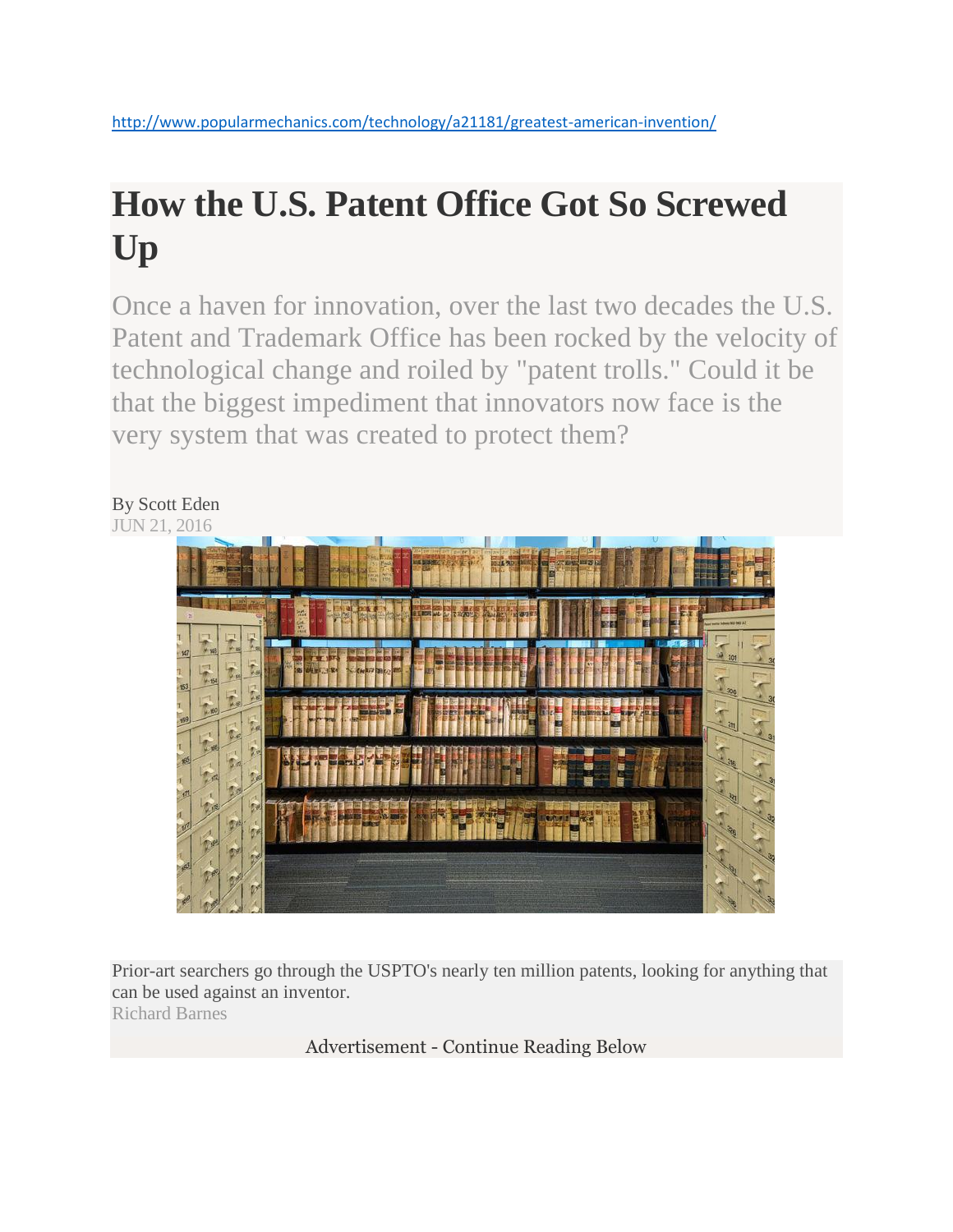http://www.popularmechanics.com/technology/a21181/greatest-american-invention/

# How the U.S. Patent Office Got So Screwed Up

Once a haven for innovation, over the last two decades the U.S. Patent and Trademark Office has been rocked by the velocity of technological change and roiled by "patent trolls." Could it be that the biggest impediment that innovators now face is the very system that was created to protect them?

By Scott Eden
JUN 21, 2016

Prior-art searchers go through the USPTO's nearly ten million patents, looking for anything that can be used against an inventor.
Richard Barnes

Advertisement - Continue Reading Below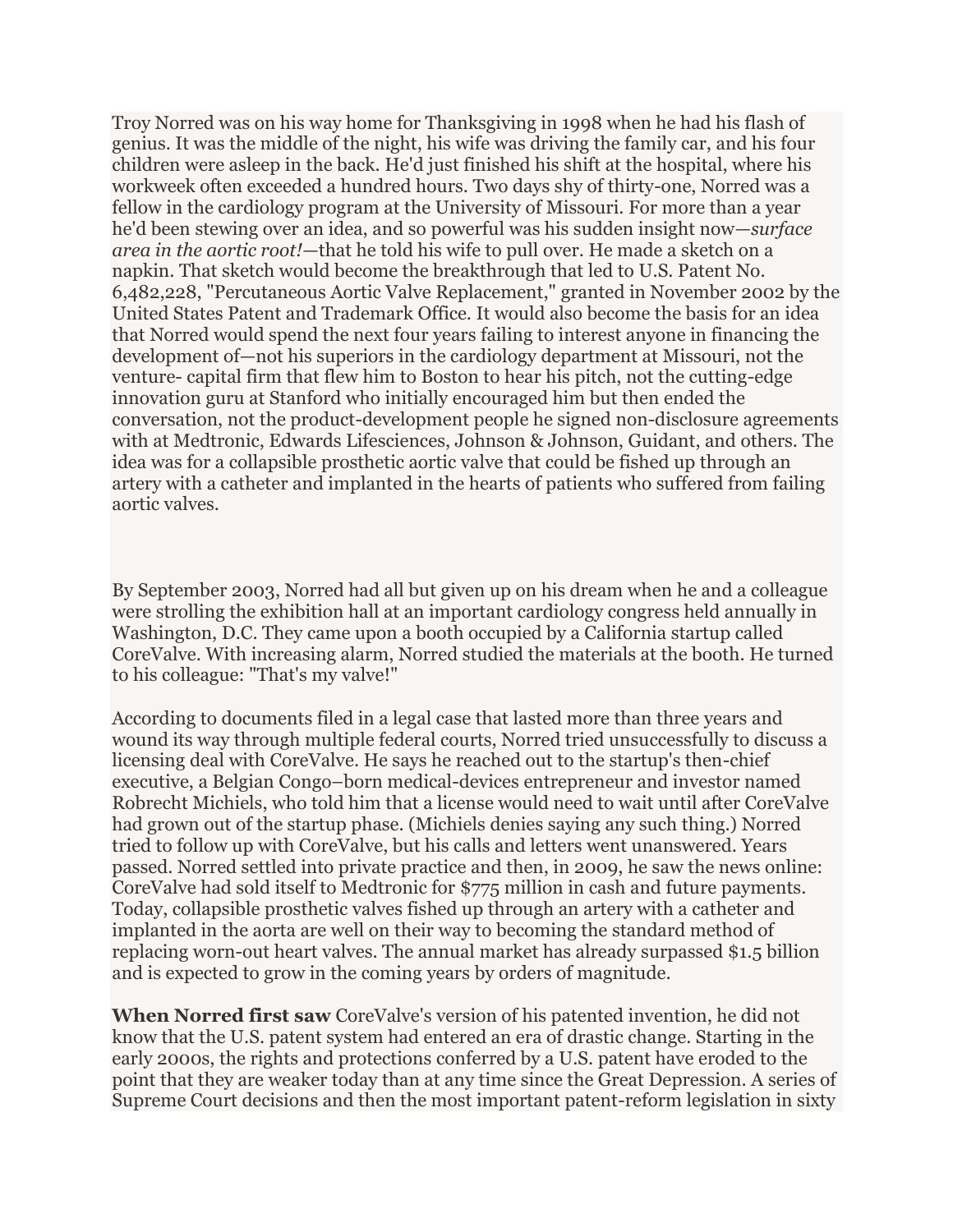Troy Norred was on his way home for Thanksgiving in 1998 when he had his flash of genius. It was the middle of the night, his wife was driving the family car, and his four children were asleep in the back. He'd just finished his shift at the hospital, where his workweek often exceeded a hundred hours. Two days shy of thirty-one, Norred was a fellow in the cardiology program at the University of Missouri. For more than a year he'd been stewing over an idea, and so powerful was his sudden insight now—*surface area in the aortic root!*—that he told his wife to pull over. He made a sketch on a napkin. That sketch would become the breakthrough that led to U.S. Patent No. 6,482,228, "Percutaneous Aortic Valve Replacement," granted in November 2002 by the United States Patent and Trademark Office. It would also become the basis for an idea that Norred would spend the next four years failing to interest anyone in financing the development of—not his superiors in the cardiology department at Missouri, not the venture- capital firm that flew him to Boston to hear his pitch, not the cutting-edge innovation guru at Stanford who initially encouraged him but then ended the conversation, not the product-development people he signed non-disclosure agreements with at Medtronic, Edwards Lifesciences, Johnson & Johnson, Guidant, and others. The idea was for a collapsible prosthetic aortic valve that could be fished up through an artery with a catheter and implanted in the hearts of patients who suffered from failing aortic valves.

By September 2003, Norred had all but given up on his dream when he and a colleague were strolling the exhibition hall at an important cardiology congress held annually in Washington, D.C. They came upon a booth occupied by a California startup called CoreValve. With increasing alarm, Norred studied the materials at the booth. He turned to his colleague: "That's my valve!"

According to documents filed in a legal case that lasted more than three years and wound its way through multiple federal courts, Norred tried unsuccessfully to discuss a licensing deal with CoreValve. He says he reached out to the startup's then-chief executive, a Belgian Congo–born medical-devices entrepreneur and investor named Robrecht Michiels, who told him that a license would need to wait until after CoreValve had grown out of the startup phase. (Michiels denies saying any such thing.) Norred tried to follow up with CoreValve, but his calls and letters went unanswered. Years passed. Norred settled into private practice and then, in 2009, he saw the news online: CoreValve had sold itself to Medtronic for $775 million in cash and future payments. Today, collapsible prosthetic valves fished up through an artery with a catheter and implanted in the aorta are well on their way to becoming the standard method of replacing worn-out heart valves. The annual market has already surpassed $1.5 billion and is expected to grow in the coming years by orders of magnitude.

**When Norred first saw** CoreValve's version of his patented invention, he did not know that the U.S. patent system had entered an era of drastic change. Starting in the early 2000s, the rights and protections conferred by a U.S. patent have eroded to the point that they are weaker today than at any time since the Great Depression. A series of Supreme Court decisions and then the most important patent-reform legislation in sixty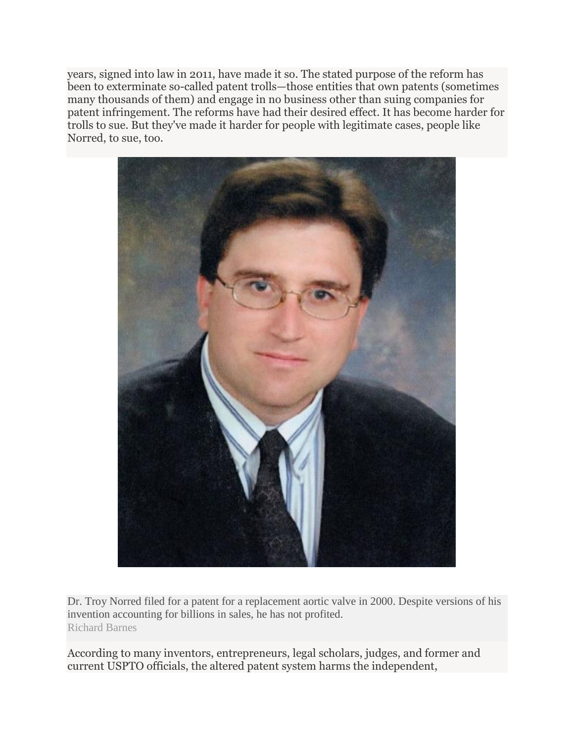years, signed into law in 2011, have made it so. The stated purpose of the reform has been to exterminate so-called patent trolls—those entities that own patents (sometimes many thousands of them) and engage in no business other than suing companies for patent infringement. The reforms have had their desired effect. It has become harder for trolls to sue. But they've made it harder for people with legitimate cases, people like Norred, to sue, too.

Dr. Troy Norred filed for a patent for a replacement aortic valve in 2000. Despite versions of his invention accounting for billions in sales, he has not profited.
Richard Barnes

According to many inventors, entrepreneurs, legal scholars, judges, and former and current USPTO officials, the altered patent system harms the independent,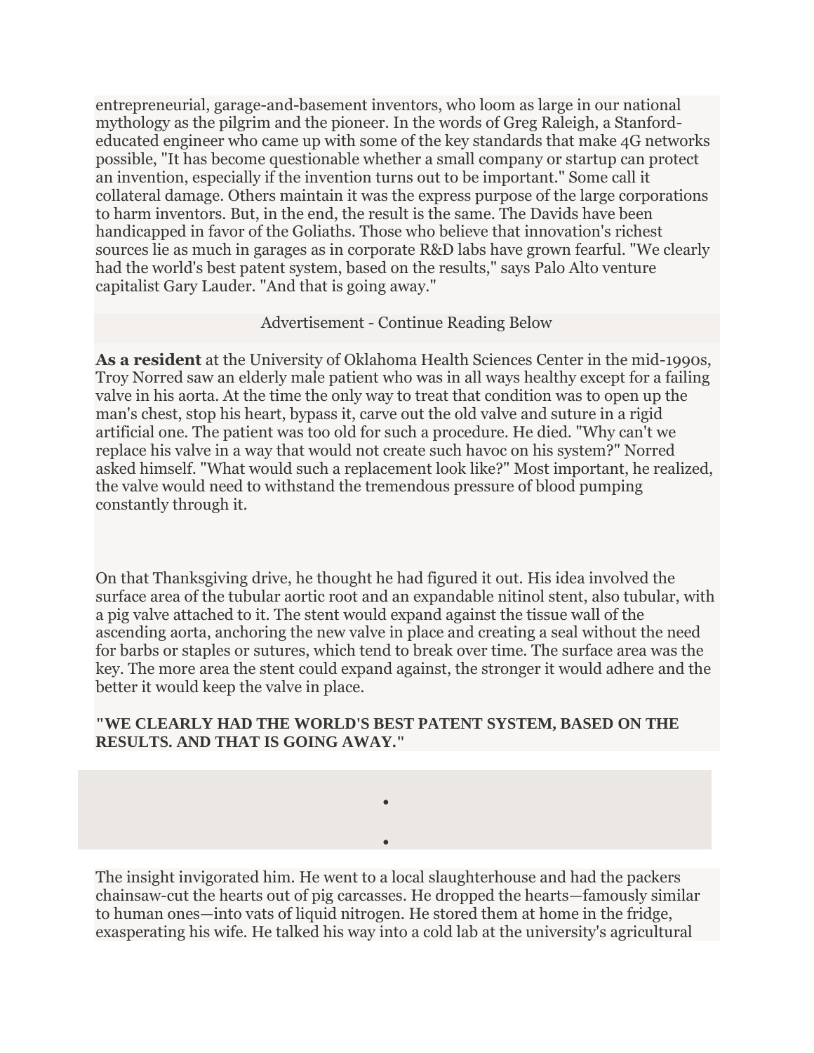entrepreneurial, garage-and-basement inventors, who loom as large in our national mythology as the pilgrim and the pioneer. In the words of Greg Raleigh, a Stanford-educated engineer who came up with some of the key standards that make 4G networks possible, "It has become questionable whether a small company or startup can protect an invention, especially if the invention turns out to be important." Some call it collateral damage. Others maintain it was the express purpose of the large corporations to harm inventors. But, in the end, the result is the same. The Davids have been handicapped in favor of the Goliaths. Those who believe that innovation's richest sources lie as much in garages as in corporate R&D labs have grown fearful. "We clearly had the world's best patent system, based on the results," says Palo Alto venture capitalist Gary Lauder. "And that is going away."

Advertisement - Continue Reading Below

**As a resident** at the University of Oklahoma Health Sciences Center in the mid-1990s, Troy Norred saw an elderly male patient who was in all ways healthy except for a failing valve in his aorta. At the time the only way to treat that condition was to open up the man's chest, stop his heart, bypass it, carve out the old valve and suture in a rigid artificial one. The patient was too old for such a procedure. He died. "Why can't we replace his valve in a way that would not create such havoc on his system?" Norred asked himself. "What would such a replacement look like?" Most important, he realized, the valve would need to withstand the tremendous pressure of blood pumping constantly through it.

On that Thanksgiving drive, he thought he had figured it out. His idea involved the surface area of the tubular aortic root and an expandable nitinol stent, also tubular, with a pig valve attached to it. The stent would expand against the tissue wall of the ascending aorta, anchoring the new valve in place and creating a seal without the need for barbs or staples or sutures, which tend to break over time. The surface area was the key. The more area the stent could expand against, the stronger it would adhere and the better it would keep the valve in place.

**"WE CLEARLY HAD THE WORLD'S BEST PATENT SYSTEM, BASED ON THE RESULTS. AND THAT IS GOING AWAY."**

The insight invigorated him. He went to a local slaughterhouse and had the packers chainsaw-cut the hearts out of pig carcasses. He dropped the hearts—famously similar to human ones—into vats of liquid nitrogen. He stored them at home in the fridge, exasperating his wife. He talked his way into a cold lab at the university's agricultural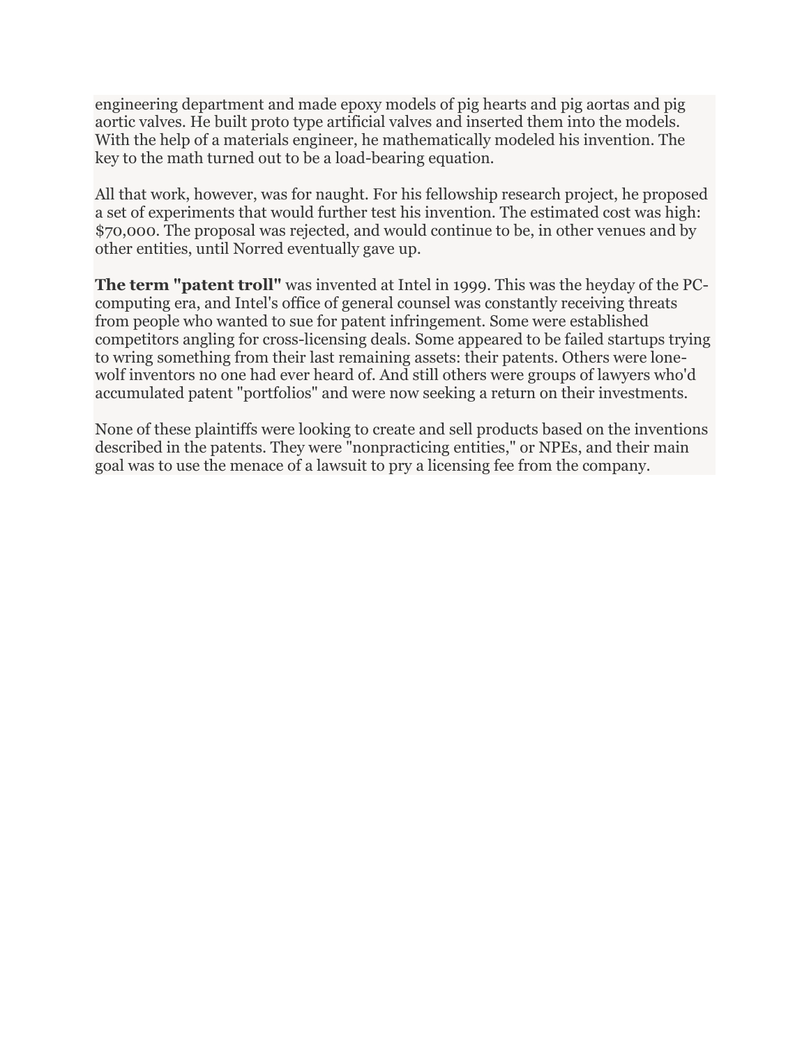engineering department and made epoxy models of pig hearts and pig aortas and pig aortic valves. He built proto type artificial valves and inserted them into the models. With the help of a materials engineer, he mathematically modeled his invention. The key to the math turned out to be a load-bearing equation.

All that work, however, was for naught. For his fellowship research project, he proposed a set of experiments that would further test his invention. The estimated cost was high: $70,000. The proposal was rejected, and would continue to be, in other venues and by other entities, until Norred eventually gave up.

**The term "patent troll"** was invented at Intel in 1999. This was the heyday of the PC-computing era, and Intel's office of general counsel was constantly receiving threats from people who wanted to sue for patent infringement. Some were established competitors angling for cross-licensing deals. Some appeared to be failed startups trying to wring something from their last remaining assets: their patents. Others were lone-wolf inventors no one had ever heard of. And still others were groups of lawyers who'd accumulated patent "portfolios" and were now seeking a return on their investments.

None of these plaintiffs were looking to create and sell products based on the inventions described in the patents. They were "nonpracticing entities," or NPEs, and their main goal was to use the menace of a lawsuit to pry a licensing fee from the company.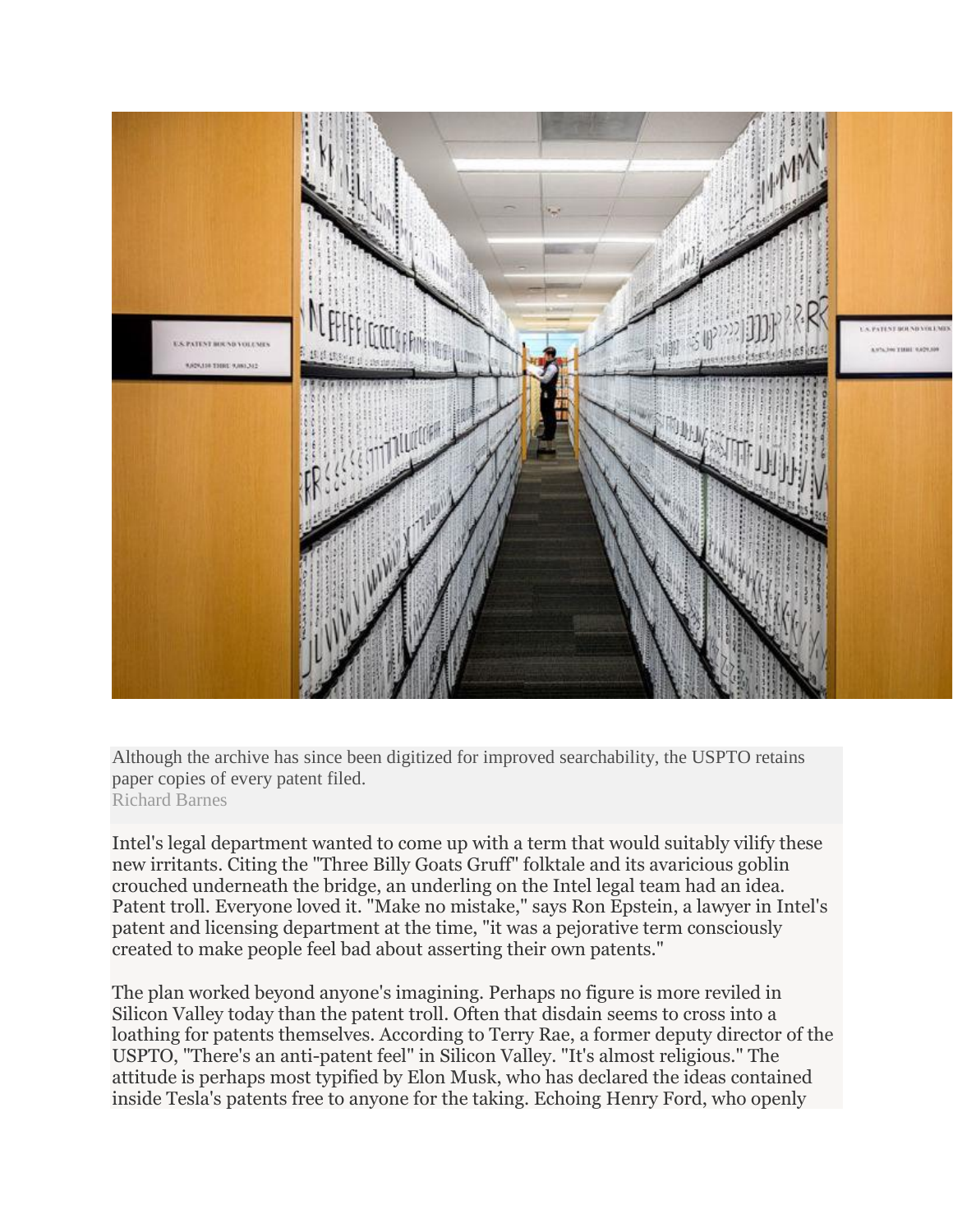Although the archive has since been digitized for improved searchability, the USPTO retains paper copies of every patent filed.
Richard Barnes

Intel's legal department wanted to come up with a term that would suitably vilify these new irritants. Citing the "Three Billy Goats Gruff" folktale and its avaricious goblin crouched underneath the bridge, an underling on the Intel legal team had an idea. Patent troll. Everyone loved it. "Make no mistake," says Ron Epstein, a lawyer in Intel's patent and licensing department at the time, "it was a pejorative term consciously created to make people feel bad about asserting their own patents."

The plan worked beyond anyone's imagining. Perhaps no figure is more reviled in Silicon Valley today than the patent troll. Often that disdain seems to cross into a loathing for patents themselves. According to Terry Rae, a former deputy director of the USPTO, "There's an anti-patent feel" in Silicon Valley. "It's almost religious." The attitude is perhaps most typified by Elon Musk, who has declared the ideas contained inside Tesla's patents free to anyone for the taking. Echoing Henry Ford, who openly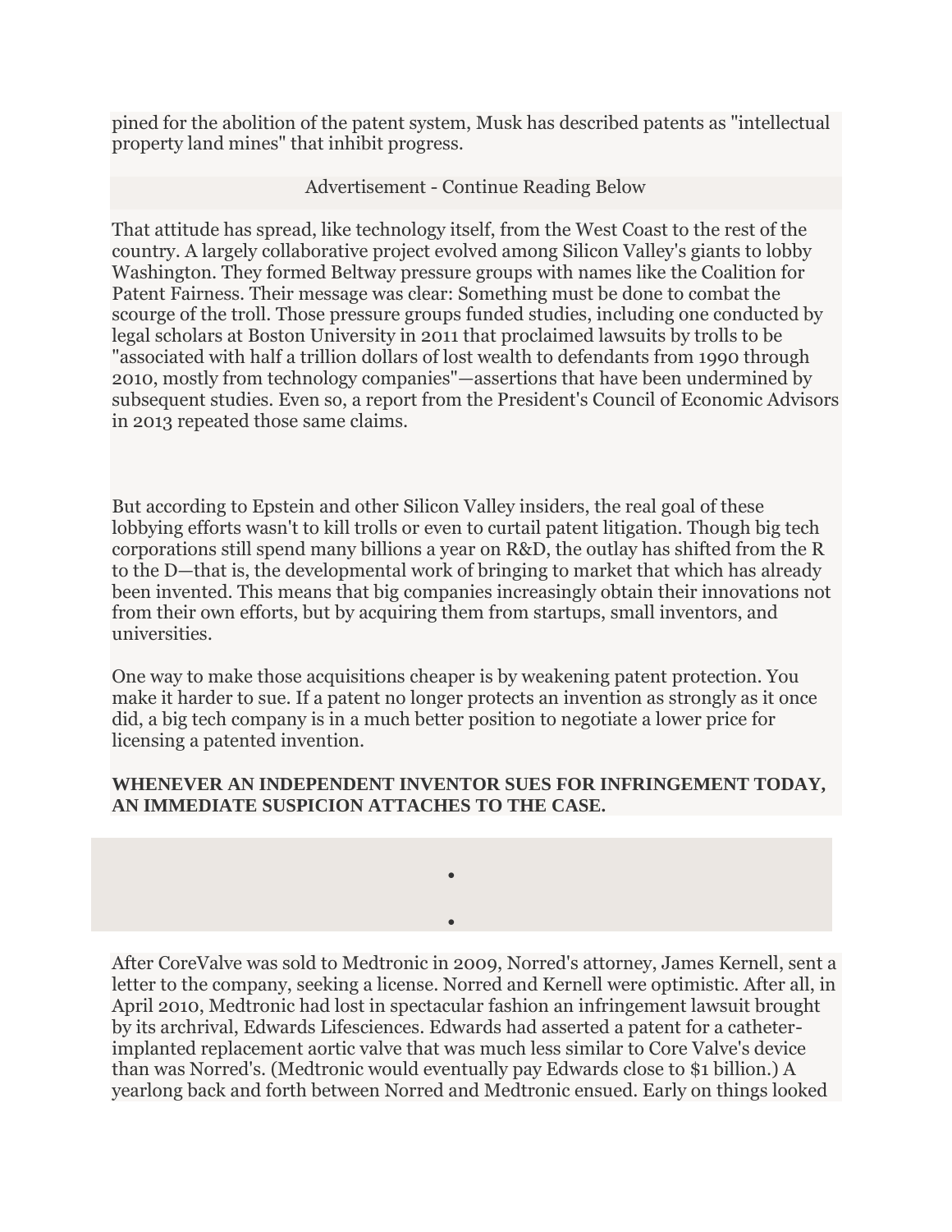pined for the abolition of the patent system, Musk has described patents as "intellectual property land mines" that inhibit progress.

Advertisement - Continue Reading Below

That attitude has spread, like technology itself, from the West Coast to the rest of the country. A largely collaborative project evolved among Silicon Valley's giants to lobby Washington. They formed Beltway pressure groups with names like the Coalition for Patent Fairness. Their message was clear: Something must be done to combat the scourge of the troll. Those pressure groups funded studies, including one conducted by legal scholars at Boston University in 2011 that proclaimed lawsuits by trolls to be "associated with half a trillion dollars of lost wealth to defendants from 1990 through 2010, mostly from technology companies"—assertions that have been undermined by subsequent studies. Even so, a report from the President's Council of Economic Advisors in 2013 repeated those same claims.

But according to Epstein and other Silicon Valley insiders, the real goal of these lobbying efforts wasn't to kill trolls or even to curtail patent litigation. Though big tech corporations still spend many billions a year on R&D, the outlay has shifted from the R to the D—that is, the developmental work of bringing to market that which has already been invented. This means that big companies increasingly obtain their innovations not from their own efforts, but by acquiring them from startups, small inventors, and universities.

One way to make those acquisitions cheaper is by weakening patent protection. You make it harder to sue. If a patent no longer protects an invention as strongly as it once did, a big tech company is in a much better position to negotiate a lower price for licensing a patented invention.

**WHENEVER AN INDEPENDENT INVENTOR SUES FOR INFRINGEMENT TODAY, AN IMMEDIATE SUSPICION ATTACHES TO THE CASE.**

After CoreValve was sold to Medtronic in 2009, Norred's attorney, James Kernell, sent a letter to the company, seeking a license. Norred and Kernell were optimistic. After all, in April 2010, Medtronic had lost in spectacular fashion an infringement lawsuit brought by its archrival, Edwards Lifesciences. Edwards had asserted a patent for a catheter-implanted replacement aortic valve that was much less similar to Core Valve's device than was Norred's. (Medtronic would eventually pay Edwards close to $1 billion.) A yearlong back and forth between Norred and Medtronic ensued. Early on things looked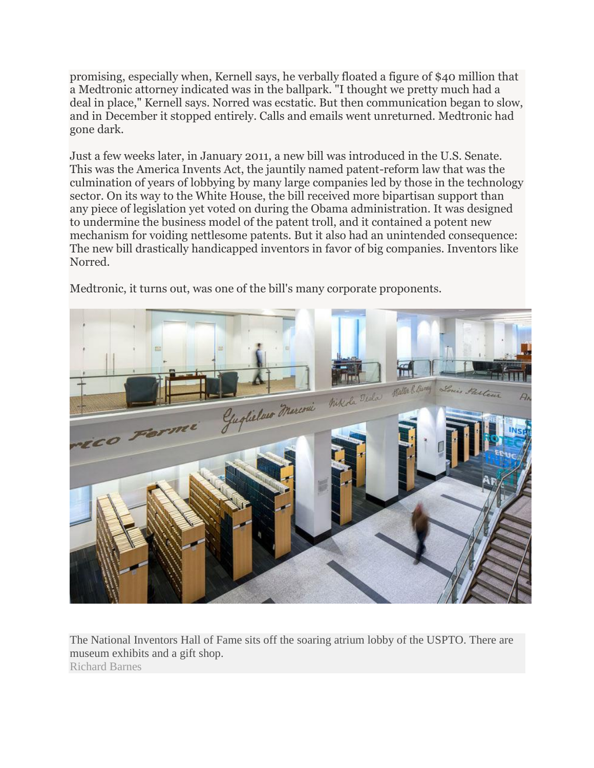promising, especially when, Kernell says, he verbally floated a figure of $40 million that a Medtronic attorney indicated was in the ballpark. "I thought we pretty much had a deal in place," Kernell says. Norred was ecstatic. But then communication began to slow, and in December it stopped entirely. Calls and emails went unreturned. Medtronic had gone dark.

Just a few weeks later, in January 2011, a new bill was introduced in the U.S. Senate. This was the America Invents Act, the jauntily named patent-reform law that was the culmination of years of lobbying by many large companies led by those in the technology sector. On its way to the White House, the bill received more bipartisan support than any piece of legislation yet voted on during the Obama administration. It was designed to undermine the business model of the patent troll, and it contained a potent new mechanism for voiding nettlesome patents. But it also had an unintended consequence: The new bill drastically handicapped inventors in favor of big companies. Inventors like Norred.

Medtronic, it turns out, was one of the bill's many corporate proponents.

The National Inventors Hall of Fame sits off the soaring atrium lobby of the USPTO. There are museum exhibits and a gift shop.
Richard Barnes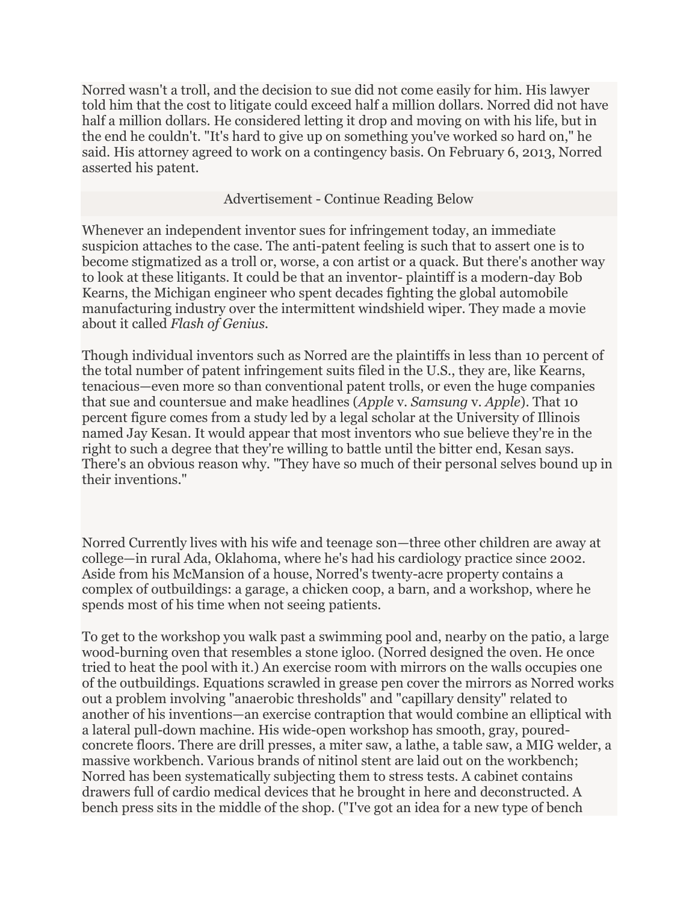Norred wasn't a troll, and the decision to sue did not come easily for him. His lawyer told him that the cost to litigate could exceed half a million dollars. Norred did not have half a million dollars. He considered letting it drop and moving on with his life, but in the end he couldn't. "It's hard to give up on something you've worked so hard on," he said. His attorney agreed to work on a contingency basis. On February 6, 2013, Norred asserted his patent.

Advertisement - Continue Reading Below

Whenever an independent inventor sues for infringement today, an immediate suspicion attaches to the case. The anti-patent feeling is such that to assert one is to become stigmatized as a troll or, worse, a con artist or a quack. But there's another way to look at these litigants. It could be that an inventor- plaintiff is a modern-day Bob Kearns, the Michigan engineer who spent decades fighting the global automobile manufacturing industry over the intermittent windshield wiper. They made a movie about it called *Flash of Genius*.

Though individual inventors such as Norred are the plaintiffs in less than 10 percent of the total number of patent infringement suits filed in the U.S., they are, like Kearns, tenacious—even more so than conventional patent trolls, or even the huge companies that sue and countersue and make headlines (*Apple* v. *Samsung* v. *Apple*). That 10 percent figure comes from a study led by a legal scholar at the University of Illinois named Jay Kesan. It would appear that most inventors who sue believe they're in the right to such a degree that they're willing to battle until the bitter end, Kesan says. There's an obvious reason why. "They have so much of their personal selves bound up in their inventions."

Norred Currently lives with his wife and teenage son—three other children are away at college—in rural Ada, Oklahoma, where he's had his cardiology practice since 2002. Aside from his McMansion of a house, Norred's twenty-acre property contains a complex of outbuildings: a garage, a chicken coop, a barn, and a workshop, where he spends most of his time when not seeing patients.

To get to the workshop you walk past a swimming pool and, nearby on the patio, a large wood-burning oven that resembles a stone igloo. (Norred designed the oven. He once tried to heat the pool with it.) An exercise room with mirrors on the walls occupies one of the outbuildings. Equations scrawled in grease pen cover the mirrors as Norred works out a problem involving "anaerobic thresholds" and "capillary density" related to another of his inventions—an exercise contraption that would combine an elliptical with a lateral pull-down machine. His wide-open workshop has smooth, gray, poured-concrete floors. There are drill presses, a miter saw, a lathe, a table saw, a MIG welder, a massive workbench. Various brands of nitinol stent are laid out on the workbench; Norred has been systematically subjecting them to stress tests. A cabinet contains drawers full of cardio medical devices that he brought in here and deconstructed. A bench press sits in the middle of the shop. ("I've got an idea for a new type of bench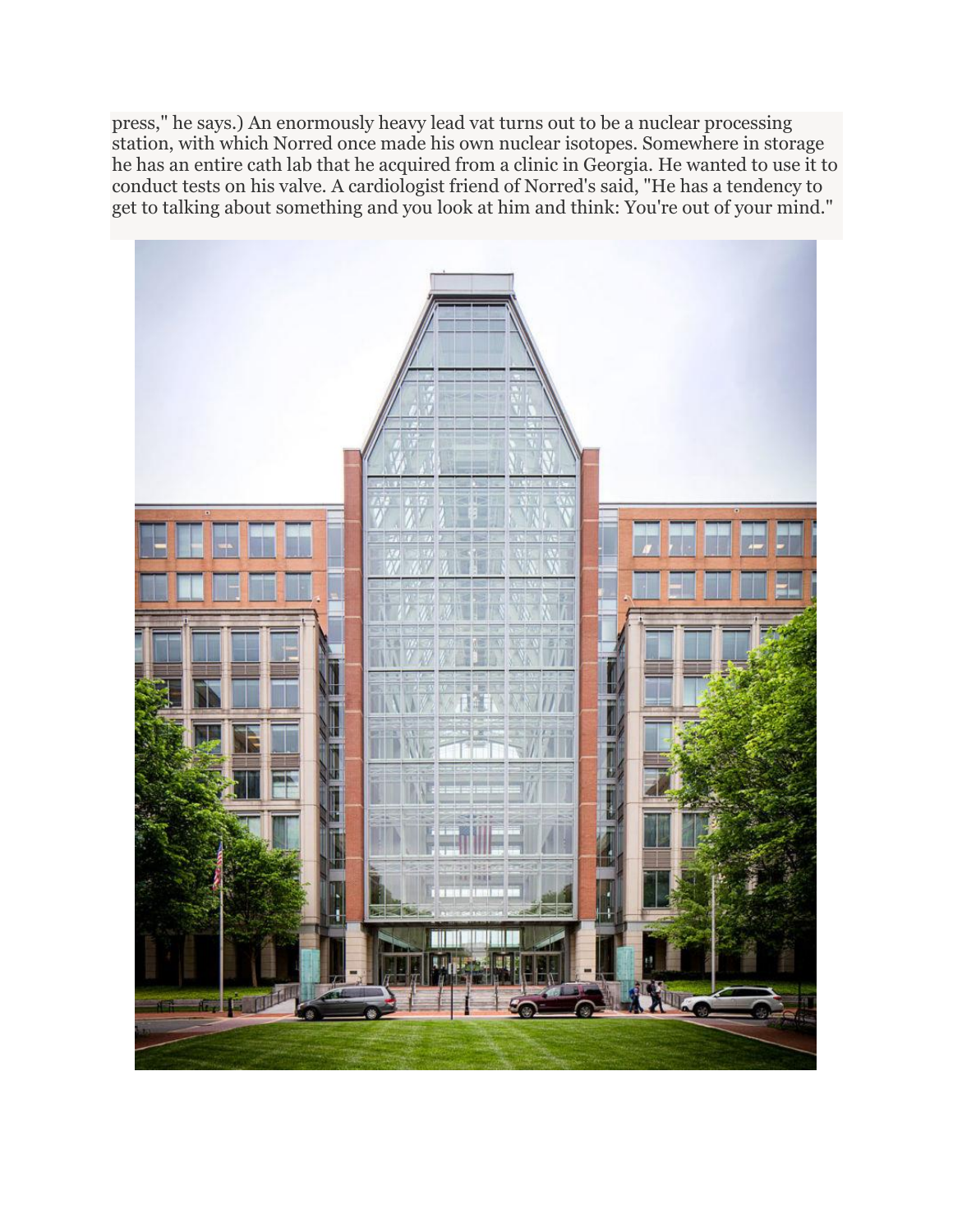press," he says.) An enormously heavy lead vat turns out to be a nuclear processing station, with which Norred once made his own nuclear isotopes. Somewhere in storage he has an entire cath lab that he acquired from a clinic in Georgia. He wanted to use it to conduct tests on his valve. A cardiologist friend of Norred's said, "He has a tendency to get to talking about something and you look at him and think: You're out of your mind."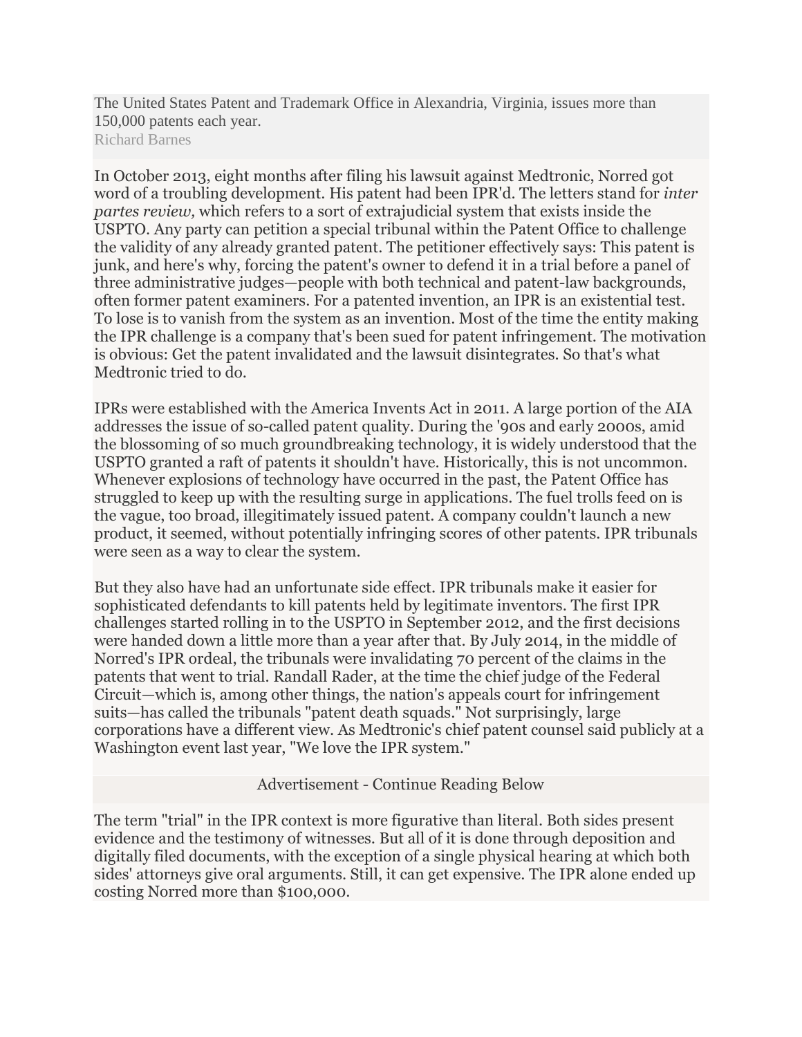The United States Patent and Trademark Office in Alexandria, Virginia, issues more than 150,000 patents each year.
Richard Barnes

In October 2013, eight months after filing his lawsuit against Medtronic, Norred got word of a troubling development. His patent had been IPR'd. The letters stand for *inter partes review,* which refers to a sort of extrajudicial system that exists inside the USPTO. Any party can petition a special tribunal within the Patent Office to challenge the validity of any already granted patent. The petitioner effectively says: This patent is junk, and here's why, forcing the patent's owner to defend it in a trial before a panel of three administrative judges—people with both technical and patent-law backgrounds, often former patent examiners. For a patented invention, an IPR is an existential test. To lose is to vanish from the system as an invention. Most of the time the entity making the IPR challenge is a company that's been sued for patent infringement. The motivation is obvious: Get the patent invalidated and the lawsuit disintegrates. So that's what Medtronic tried to do.

IPRs were established with the America Invents Act in 2011. A large portion of the AIA addresses the issue of so-called patent quality. During the '90s and early 2000s, amid the blossoming of so much groundbreaking technology, it is widely understood that the USPTO granted a raft of patents it shouldn't have. Historically, this is not uncommon. Whenever explosions of technology have occurred in the past, the Patent Office has struggled to keep up with the resulting surge in applications. The fuel trolls feed on is the vague, too broad, illegitimately issued patent. A company couldn't launch a new product, it seemed, without potentially infringing scores of other patents. IPR tribunals were seen as a way to clear the system.

But they also have had an unfortunate side effect. IPR tribunals make it easier for sophisticated defendants to kill patents held by legitimate inventors. The first IPR challenges started rolling in to the USPTO in September 2012, and the first decisions were handed down a little more than a year after that. By July 2014, in the middle of Norred's IPR ordeal, the tribunals were invalidating 70 percent of the claims in the patents that went to trial. Randall Rader, at the time the chief judge of the Federal Circuit—which is, among other things, the nation's appeals court for infringement suits—has called the tribunals "patent death squads." Not surprisingly, large corporations have a different view. As Medtronic's chief patent counsel said publicly at a Washington event last year, "We love the IPR system."

Advertisement - Continue Reading Below

The term "trial" in the IPR context is more figurative than literal. Both sides present evidence and the testimony of witnesses. But all of it is done through deposition and digitally filed documents, with the exception of a single physical hearing at which both sides' attorneys give oral arguments. Still, it can get expensive. The IPR alone ended up costing Norred more than $100,000.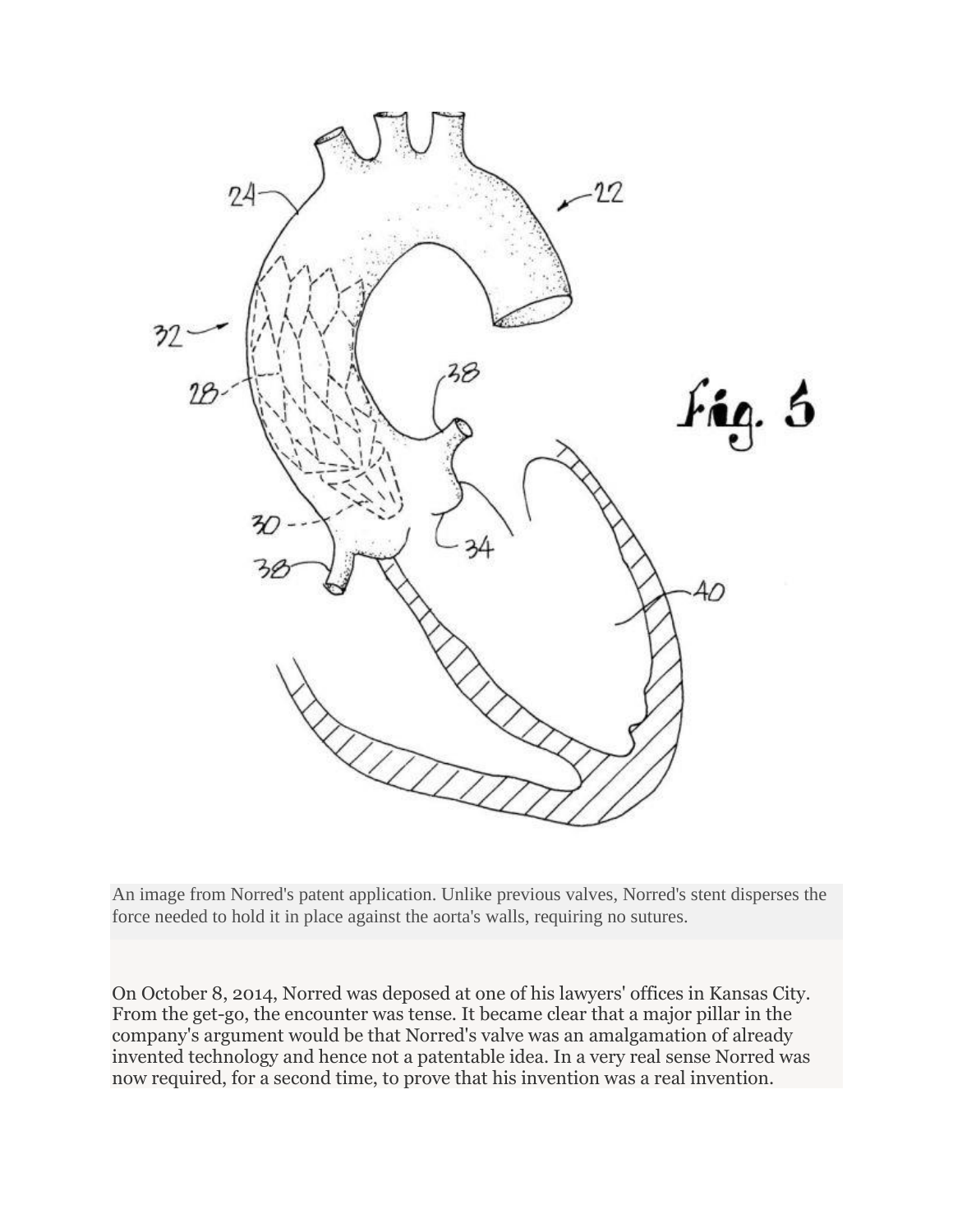An image from Norred's patent application. Unlike previous valves, Norred's stent disperses the force needed to hold it in place against the aorta's walls, requiring no sutures.

On October 8, 2014, Norred was deposed at one of his lawyers' offices in Kansas City. From the get-go, the encounter was tense. It became clear that a major pillar in the company's argument would be that Norred's valve was an amalgamation of already invented technology and hence not a patentable idea. In a very real sense Norred was now required, for a second time, to prove that his invention was a real invention.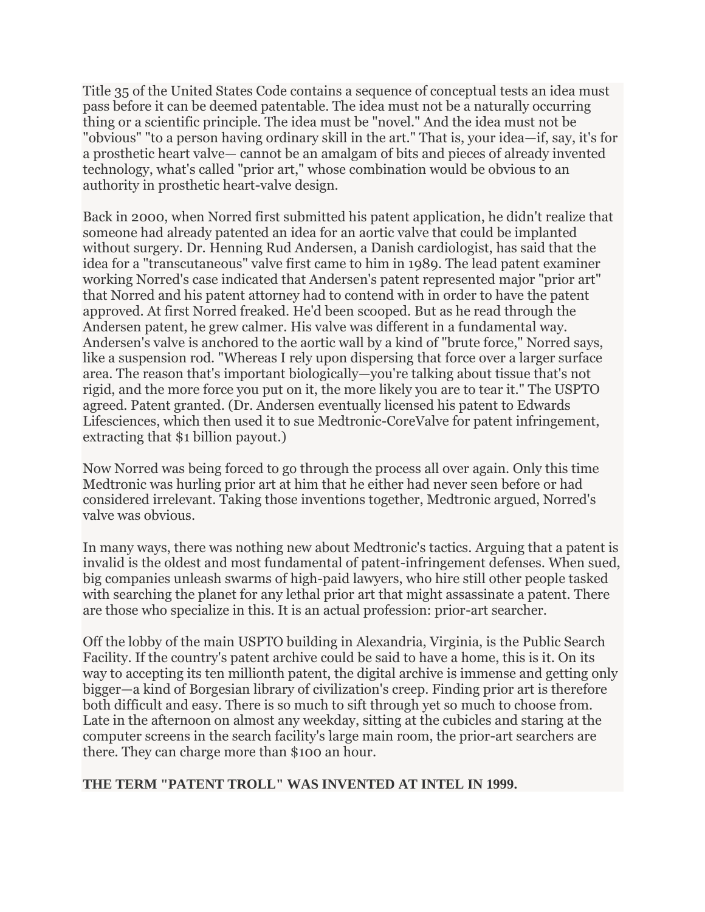Title 35 of the United States Code contains a sequence of conceptual tests an idea must pass before it can be deemed patentable. The idea must not be a naturally occurring thing or a scientific principle. The idea must be "novel." And the idea must not be "obvious" "to a person having ordinary skill in the art." That is, your idea—if, say, it's for a prosthetic heart valve— cannot be an amalgam of bits and pieces of already invented technology, what's called "prior art," whose combination would be obvious to an authority in prosthetic heart-valve design.

Back in 2000, when Norred first submitted his patent application, he didn't realize that someone had already patented an idea for an aortic valve that could be implanted without surgery. Dr. Henning Rud Andersen, a Danish cardiologist, has said that the idea for a "transcutaneous" valve first came to him in 1989. The lead patent examiner working Norred's case indicated that Andersen's patent represented major "prior art" that Norred and his patent attorney had to contend with in order to have the patent approved. At first Norred freaked. He'd been scooped. But as he read through the Andersen patent, he grew calmer. His valve was different in a fundamental way. Andersen's valve is anchored to the aortic wall by a kind of "brute force," Norred says, like a suspension rod. "Whereas I rely upon dispersing that force over a larger surface area. The reason that's important biologically—you're talking about tissue that's not rigid, and the more force you put on it, the more likely you are to tear it." The USPTO agreed. Patent granted. (Dr. Andersen eventually licensed his patent to Edwards Lifesciences, which then used it to sue Medtronic-CoreValve for patent infringement, extracting that $1 billion payout.)

Now Norred was being forced to go through the process all over again. Only this time Medtronic was hurling prior art at him that he either had never seen before or had considered irrelevant. Taking those inventions together, Medtronic argued, Norred's valve was obvious.

In many ways, there was nothing new about Medtronic's tactics. Arguing that a patent is invalid is the oldest and most fundamental of patent-infringement defenses. When sued, big companies unleash swarms of high-paid lawyers, who hire still other people tasked with searching the planet for any lethal prior art that might assassinate a patent. There are those who specialize in this. It is an actual profession: prior-art searcher.

Off the lobby of the main USPTO building in Alexandria, Virginia, is the Public Search Facility. If the country's patent archive could be said to have a home, this is it. On its way to accepting its ten millionth patent, the digital archive is immense and getting only bigger—a kind of Borgesian library of civilization's creep. Finding prior art is therefore both difficult and easy. There is so much to sift through yet so much to choose from. Late in the afternoon on almost any weekday, sitting at the cubicles and staring at the computer screens in the search facility's large main room, the prior-art searchers are there. They can charge more than $100 an hour.

**THE TERM "PATENT TROLL" WAS INVENTED AT INTEL IN 1999.**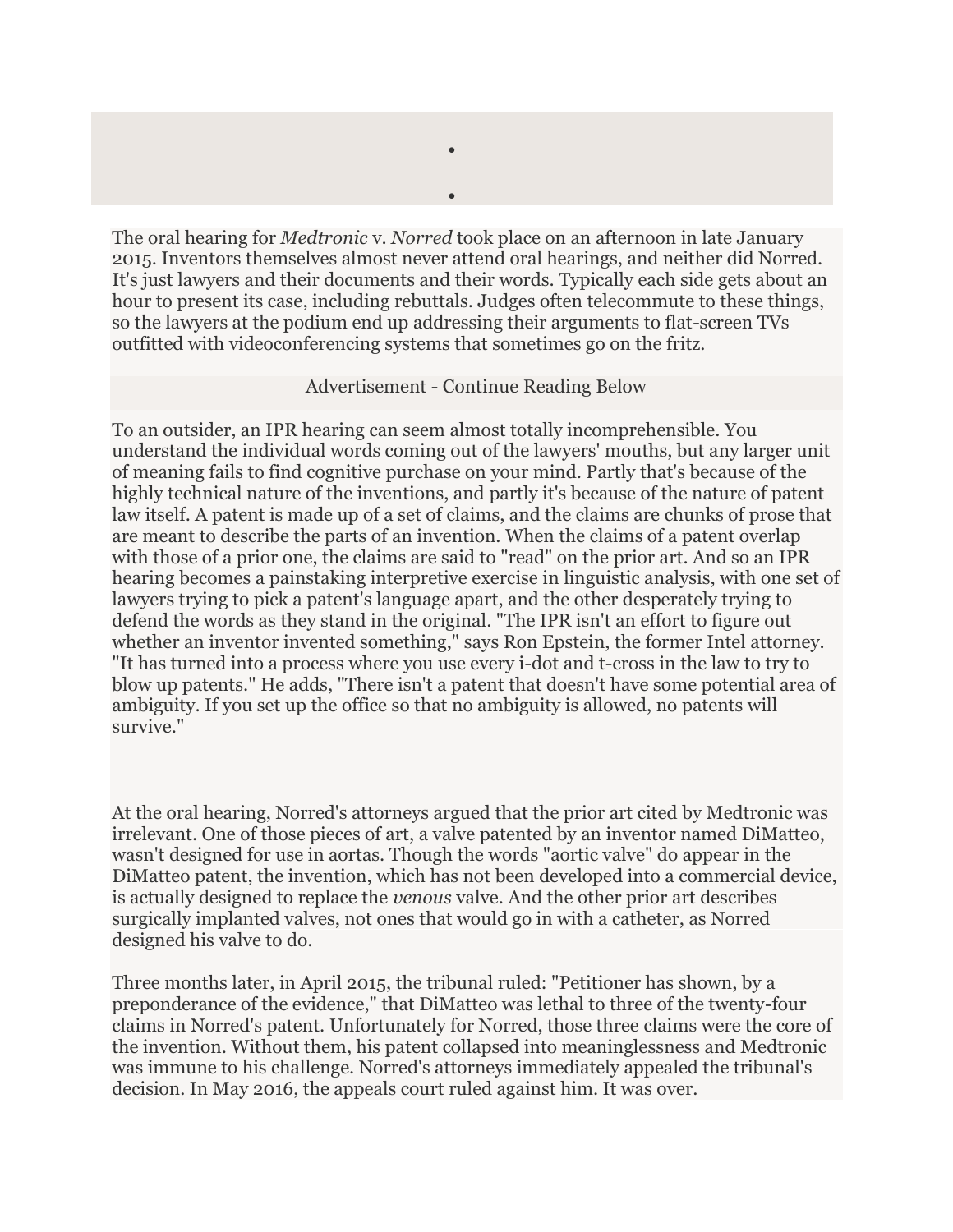The oral hearing for *Medtronic* v. *Norred* took place on an afternoon in late January 2015. Inventors themselves almost never attend oral hearings, and neither did Norred. It's just lawyers and their documents and their words. Typically each side gets about an hour to present its case, including rebuttals. Judges often telecommute to these things, so the lawyers at the podium end up addressing their arguments to flat-screen TVs outfitted with videoconferencing systems that sometimes go on the fritz.

To an outsider, an IPR hearing can seem almost totally incomprehensible. You understand the individual words coming out of the lawyers' mouths, but any larger unit of meaning fails to find cognitive purchase on your mind. Partly that's because of the highly technical nature of the inventions, and partly it's because of the nature of patent law itself. A patent is made up of a set of claims, and the claims are chunks of prose that are meant to describe the parts of an invention. When the claims of a patent overlap with those of a prior one, the claims are said to "read" on the prior art. And so an IPR hearing becomes a painstaking interpretive exercise in linguistic analysis, with one set of lawyers trying to pick a patent's language apart, and the other desperately trying to defend the words as they stand in the original. "The IPR isn't an effort to figure out whether an inventor invented something," says Ron Epstein, the former Intel attorney. "It has turned into a process where you use every i-dot and t-cross in the law to try to blow up patents." He adds, "There isn't a patent that doesn't have some potential area of ambiguity. If you set up the office so that no ambiguity is allowed, no patents will survive."

At the oral hearing, Norred's attorneys argued that the prior art cited by Medtronic was irrelevant. One of those pieces of art, a valve patented by an inventor named DiMatteo, wasn't designed for use in aortas. Though the words "aortic valve" do appear in the DiMatteo patent, the invention, which has not been developed into a commercial device, is actually designed to replace the *venous* valve. And the other prior art describes surgically implanted valves, not ones that would go in with a catheter, as Norred designed his valve to do.

Three months later, in April 2015, the tribunal ruled: "Petitioner has shown, by a preponderance of the evidence," that DiMatteo was lethal to three of the twenty-four claims in Norred's patent. Unfortunately for Norred, those three claims were the core of the invention. Without them, his patent collapsed into meaninglessness and Medtronic was immune to his challenge. Norred's attorneys immediately appealed the tribunal's decision. In May 2016, the appeals court ruled against him. It was over.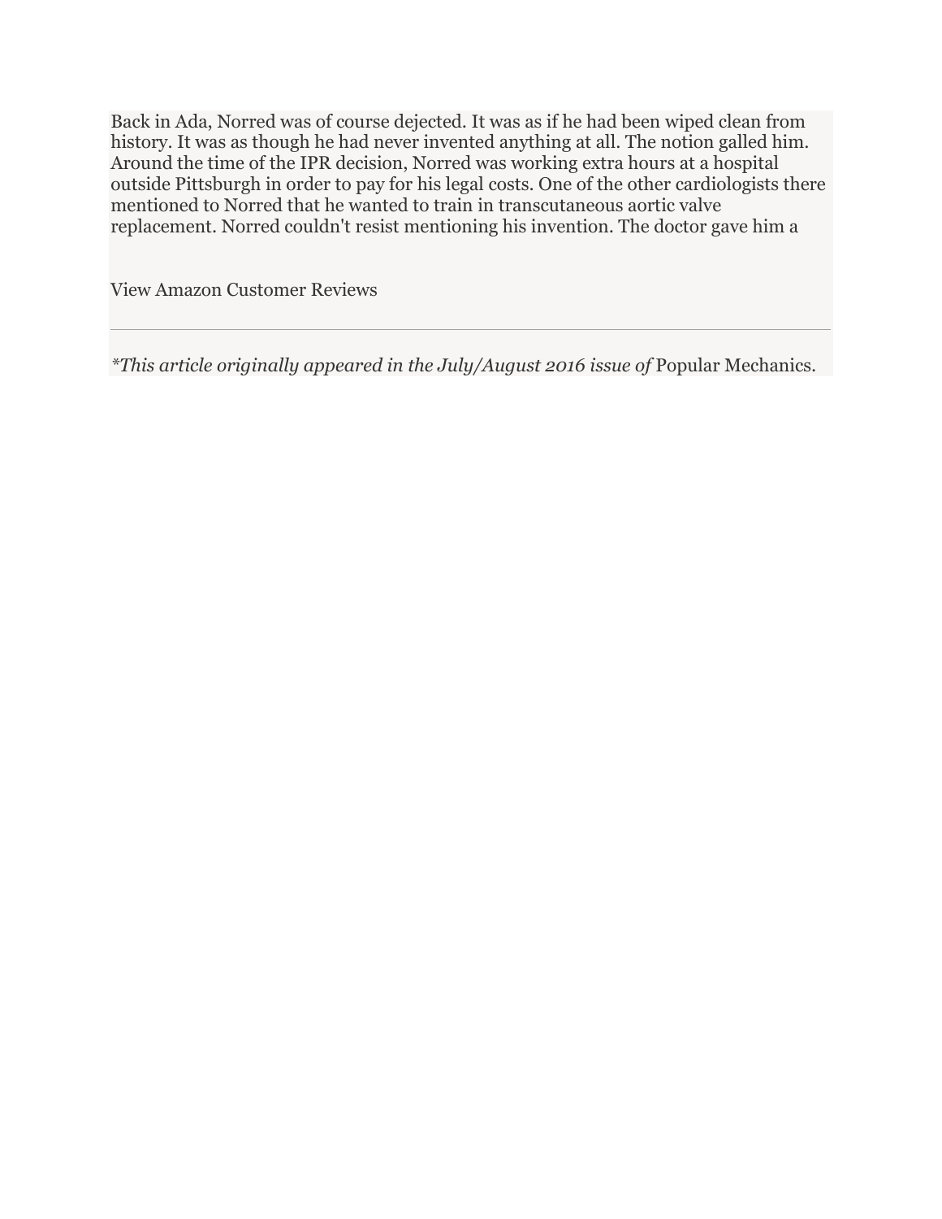Back in Ada, Norred was of course dejected. It was as if he had been wiped clean from history. It was as though he had never invented anything at all. The notion galled him. Around the time of the IPR decision, Norred was working extra hours at a hospital outside Pittsburgh in order to pay for his legal costs. One of the other cardiologists there mentioned to Norred that he wanted to train in transcutaneous aortic valve replacement. Norred couldn't resist mentioning his invention. The doctor gave him a

View Amazon Customer Reviews

---

**This article originally appeared in the July/August 2016 issue of* Popular Mechanics.